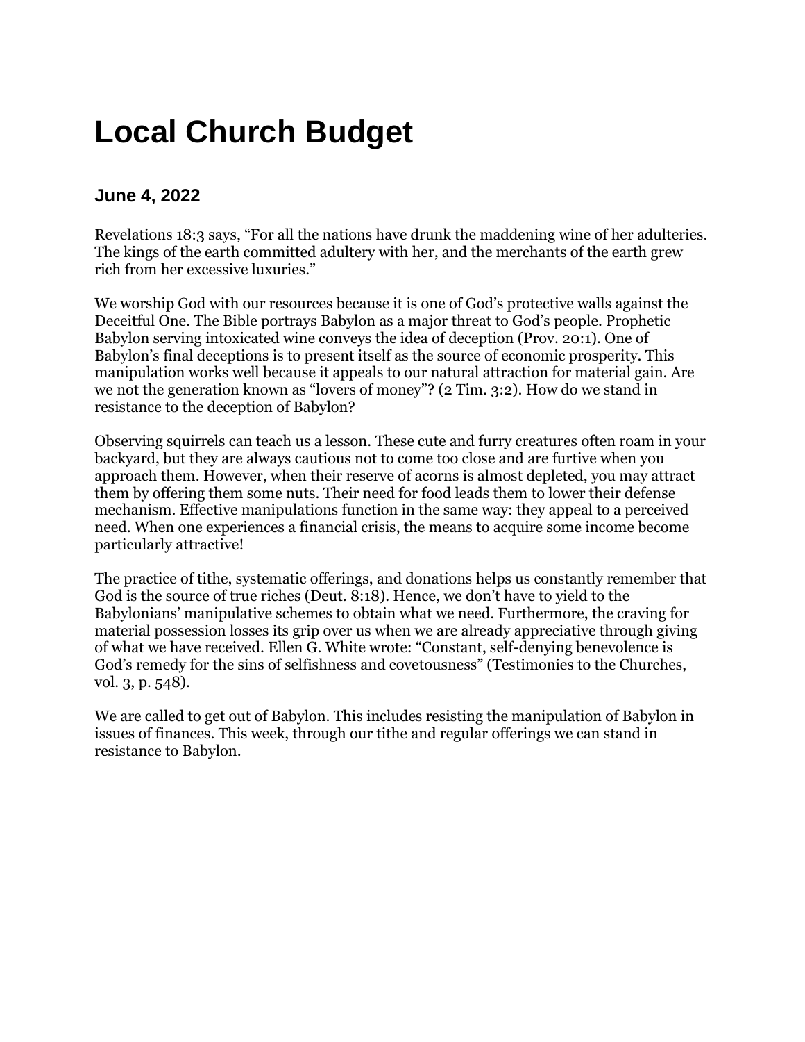# Local Church Budget

### June 4, 2022

Revelations 18:3 says, “For all the nations have drunk the maddening wine of her adulteries. The kings of the earth committed adultery with her, and the merchants of the earth grew rich from her excessive luxuries.”

We worship God with our resources because it is one of God’s protective walls against the Deceitful One. The Bible portrays Babylon as a major threat to God’s people. Prophetic Babylon serving intoxicated wine conveys the idea of deception (Prov. 20:1). One of Babylon’s final deceptions is to present itself as the source of economic prosperity. This manipulation works well because it appeals to our natural attraction for material gain. Are we not the generation known as “lovers of money”? (2 Tim. 3:2). How do we stand in resistance to the deception of Babylon?

Observing squirrels can teach us a lesson. These cute and furry creatures often roam in your backyard, but they are always cautious not to come too close and are furtive when you approach them. However, when their reserve of acorns is almost depleted, you may attract them by offering them some nuts. Their need for food leads them to lower their defense mechanism. Effective manipulations function in the same way: they appeal to a perceived need. When one experiences a financial crisis, the means to acquire some income become particularly attractive!

The practice of tithe, systematic offerings, and donations helps us constantly remember that God is the source of true riches (Deut. 8:18). Hence, we don’t have to yield to the Babylonians’ manipulative schemes to obtain what we need. Furthermore, the craving for material possession losses its grip over us when we are already appreciative through giving of what we have received. Ellen G. White wrote: “Constant, self-denying benevolence is God’s remedy for the sins of selfishness and covetousness” (Testimonies to the Churches, vol. 3, p. 548).

We are called to get out of Babylon. This includes resisting the manipulation of Babylon in issues of finances. This week, through our tithe and regular offerings we can stand in resistance to Babylon.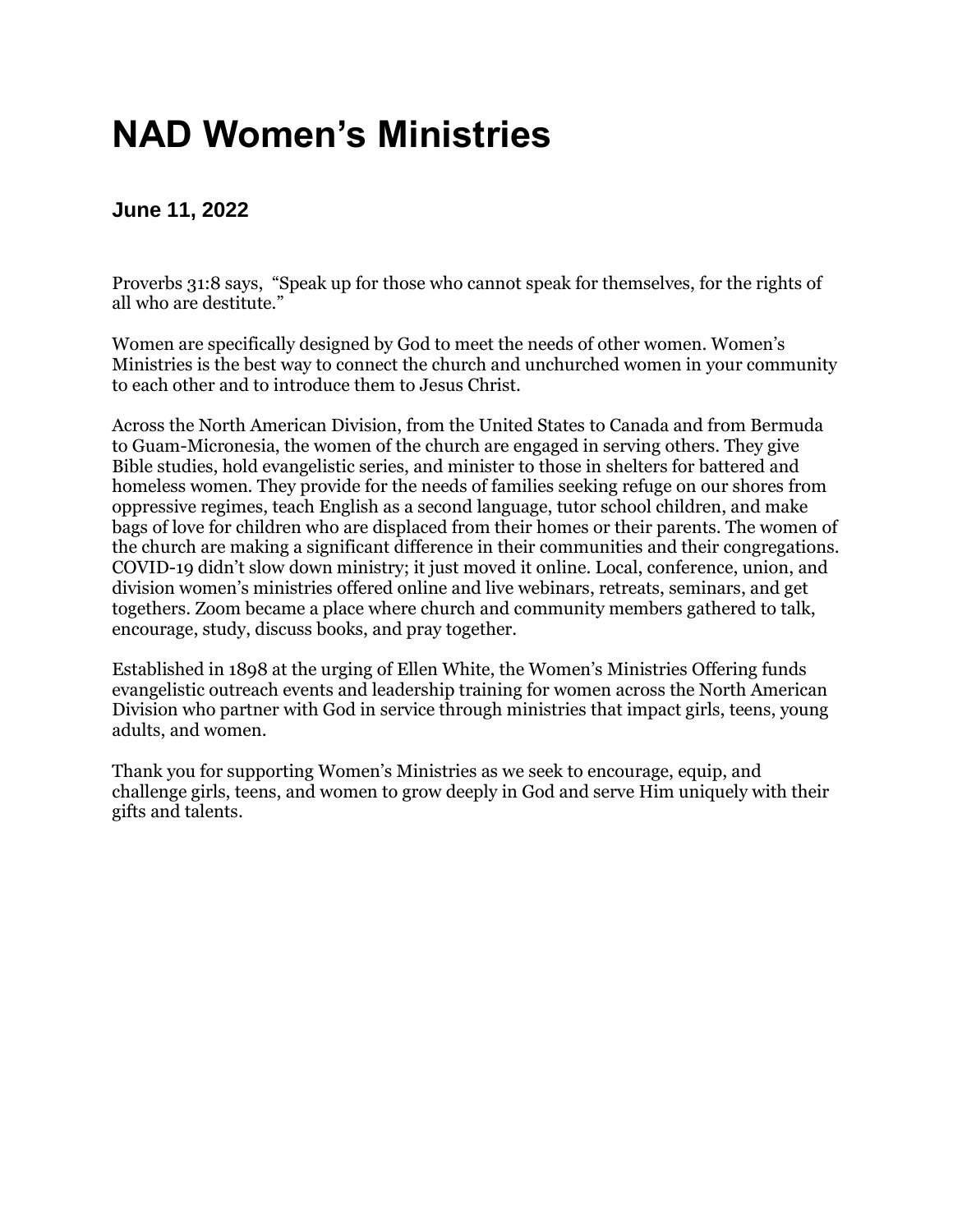# NAD Women's Ministries

### June 11, 2022

Proverbs 31:8 says, "Speak up for those who cannot speak for themselves, for the rights of all who are destitute."

Women are specifically designed by God to meet the needs of other women. Women's Ministries is the best way to connect the church and unchurched women in your community to each other and to introduce them to Jesus Christ.

Across the North American Division, from the United States to Canada and from Bermuda to Guam-Micronesia, the women of the church are engaged in serving others. They give Bible studies, hold evangelistic series, and minister to those in shelters for battered and homeless women. They provide for the needs of families seeking refuge on our shores from oppressive regimes, teach English as a second language, tutor school children, and make bags of love for children who are displaced from their homes or their parents. The women of the church are making a significant difference in their communities and their congregations. COVID-19 didn't slow down ministry; it just moved it online. Local, conference, union, and division women's ministries offered online and live webinars, retreats, seminars, and get togethers. Zoom became a place where church and community members gathered to talk, encourage, study, discuss books, and pray together.

Established in 1898 at the urging of Ellen White, the Women's Ministries Offering funds evangelistic outreach events and leadership training for women across the North American Division who partner with God in service through ministries that impact girls, teens, young adults, and women.

Thank you for supporting Women's Ministries as we seek to encourage, equip, and challenge girls, teens, and women to grow deeply in God and serve Him uniquely with their gifts and talents.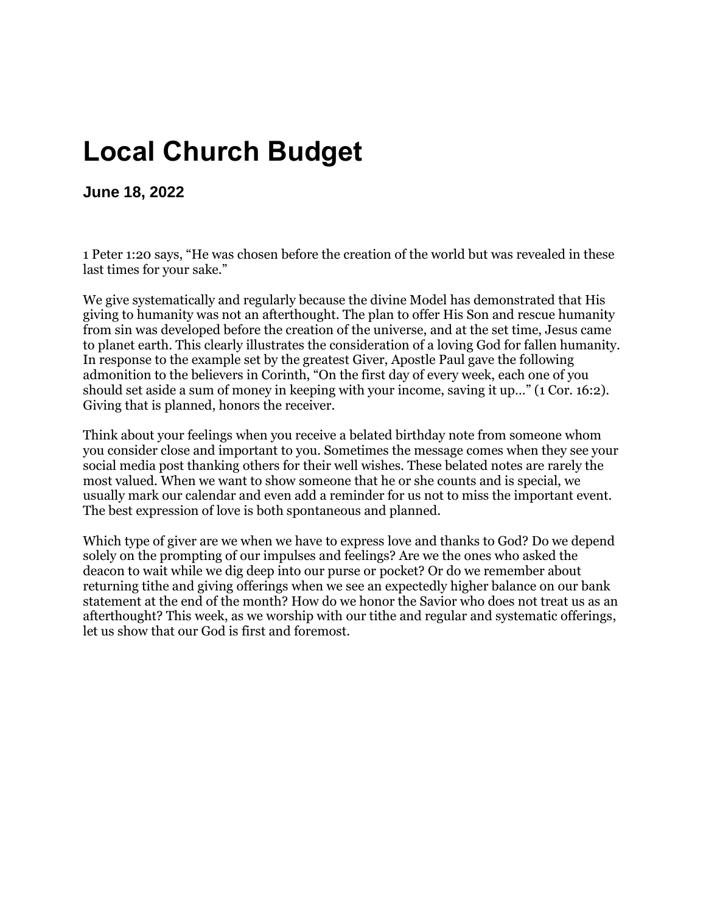# Local Church Budget

### June 18, 2022

1 Peter 1:20 says, "He was chosen before the creation of the world but was revealed in these last times for your sake."

We give systematically and regularly because the divine Model has demonstrated that His giving to humanity was not an afterthought. The plan to offer His Son and rescue humanity from sin was developed before the creation of the universe, and at the set time, Jesus came to planet earth. This clearly illustrates the consideration of a loving God for fallen humanity. In response to the example set by the greatest Giver, Apostle Paul gave the following admonition to the believers in Corinth, "On the first day of every week, each one of you should set aside a sum of money in keeping with your income, saving it up…" (1 Cor. 16:2). Giving that is planned, honors the receiver.

Think about your feelings when you receive a belated birthday note from someone whom you consider close and important to you. Sometimes the message comes when they see your social media post thanking others for their well wishes. These belated notes are rarely the most valued. When we want to show someone that he or she counts and is special, we usually mark our calendar and even add a reminder for us not to miss the important event. The best expression of love is both spontaneous and planned.

Which type of giver are we when we have to express love and thanks to God? Do we depend solely on the prompting of our impulses and feelings? Are we the ones who asked the deacon to wait while we dig deep into our purse or pocket? Or do we remember about returning tithe and giving offerings when we see an expectedly higher balance on our bank statement at the end of the month? How do we honor the Savior who does not treat us as an afterthought? This week, as we worship with our tithe and regular and systematic offerings, let us show that our God is first and foremost.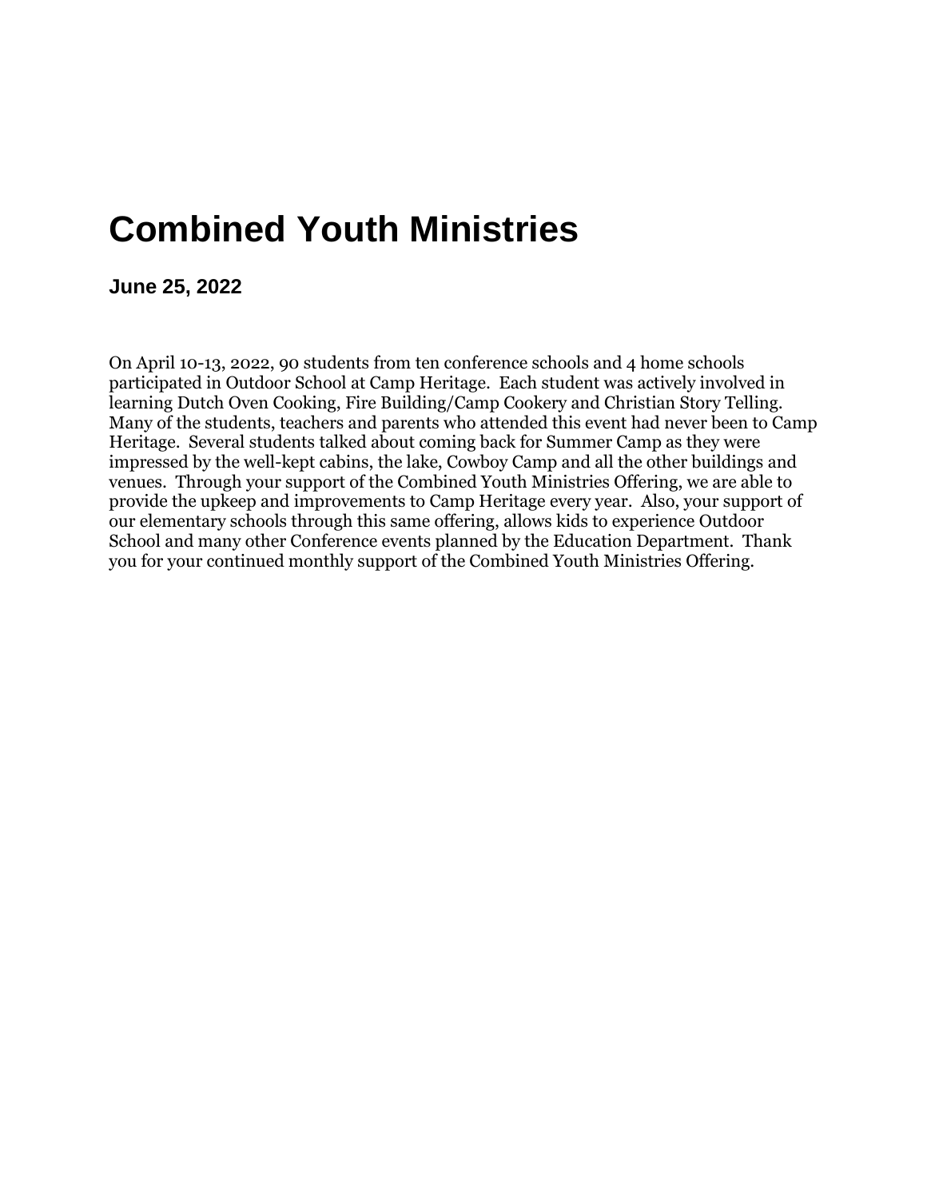# Combined Youth Ministries

### June 25, 2022

On April 10-13, 2022, 90 students from ten conference schools and 4 home schools participated in Outdoor School at Camp Heritage. Each student was actively involved in learning Dutch Oven Cooking, Fire Building/Camp Cookery and Christian Story Telling. Many of the students, teachers and parents who attended this event had never been to Camp Heritage. Several students talked about coming back for Summer Camp as they were impressed by the well-kept cabins, the lake, Cowboy Camp and all the other buildings and venues. Through your support of the Combined Youth Ministries Offering, we are able to provide the upkeep and improvements to Camp Heritage every year. Also, your support of our elementary schools through this same offering, allows kids to experience Outdoor School and many other Conference events planned by the Education Department. Thank you for your continued monthly support of the Combined Youth Ministries Offering.